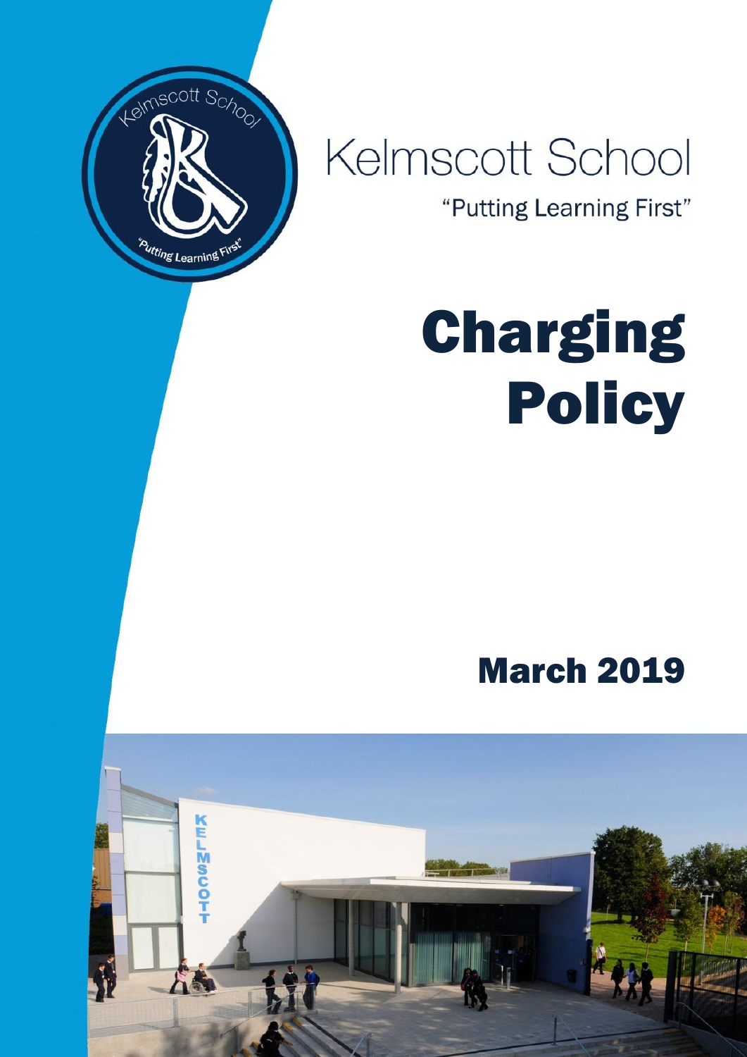# Kelmscott School

"Putting Learning First"

# Charging Policy

## March 2019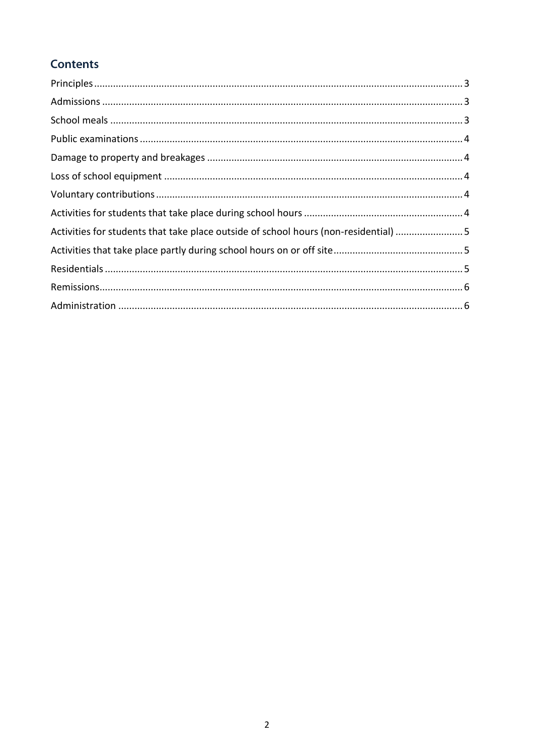## Contents

- Principles 3
- Admissions 3
- School meals 3
- Public examinations 4
- Damage to property and breakages 4
- Loss of school equipment 4
- Voluntary contributions 4
- Activities for students that take place during school hours 4
- Activities for students that take place outside of school hours (non-residential) 5
- Activities that take place partly during school hours on or off site 5
- Residentials 5
- Remissions 6
- Administration 6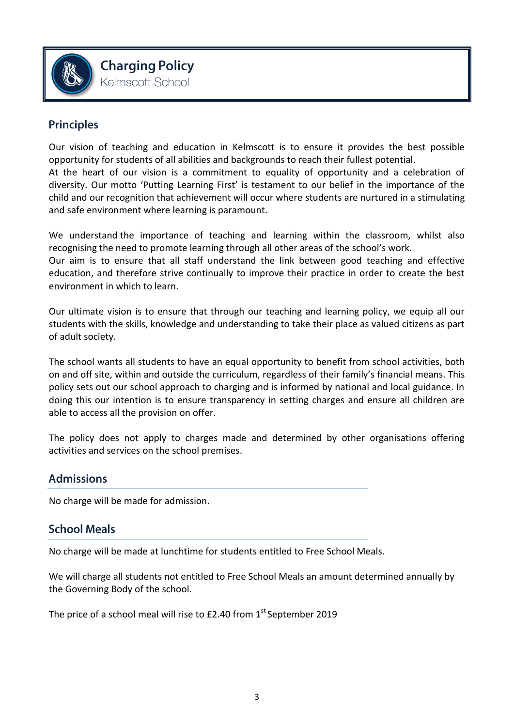# Charging Policy

Kelmscott School

## Principles

Our vision of teaching and education in Kelmscott is to ensure it provides the best possible opportunity for students of all abilities and backgrounds to reach their fullest potential.
At the heart of our vision is a commitment to equality of opportunity and a celebration of diversity. Our motto 'Putting Learning First' is testament to our belief in the importance of the child and our recognition that achievement will occur where students are nurtured in a stimulating and safe environment where learning is paramount.

We understand the importance of teaching and learning within the classroom, whilst also recognising the need to promote learning through all other areas of the school's work.
Our aim is to ensure that all staff understand the link between good teaching and effective education, and therefore strive continually to improve their practice in order to create the best environment in which to learn.

Our ultimate vision is to ensure that through our teaching and learning policy, we equip all our students with the skills, knowledge and understanding to take their place as valued citizens as part of adult society.

The school wants all students to have an equal opportunity to benefit from school activities, both on and off site, within and outside the curriculum, regardless of their family's financial means. This policy sets out our school approach to charging and is informed by national and local guidance. In doing this our intention is to ensure transparency in setting charges and ensure all children are able to access all the provision on offer.

The policy does not apply to charges made and determined by other organisations offering activities and services on the school premises.

## Admissions

No charge will be made for admission.

## School Meals

No charge will be made at lunchtime for students entitled to Free School Meals.

We will charge all students not entitled to Free School Meals an amount determined annually by the Governing Body of the school.

The price of a school meal will rise to £2.40 from 1st September 2019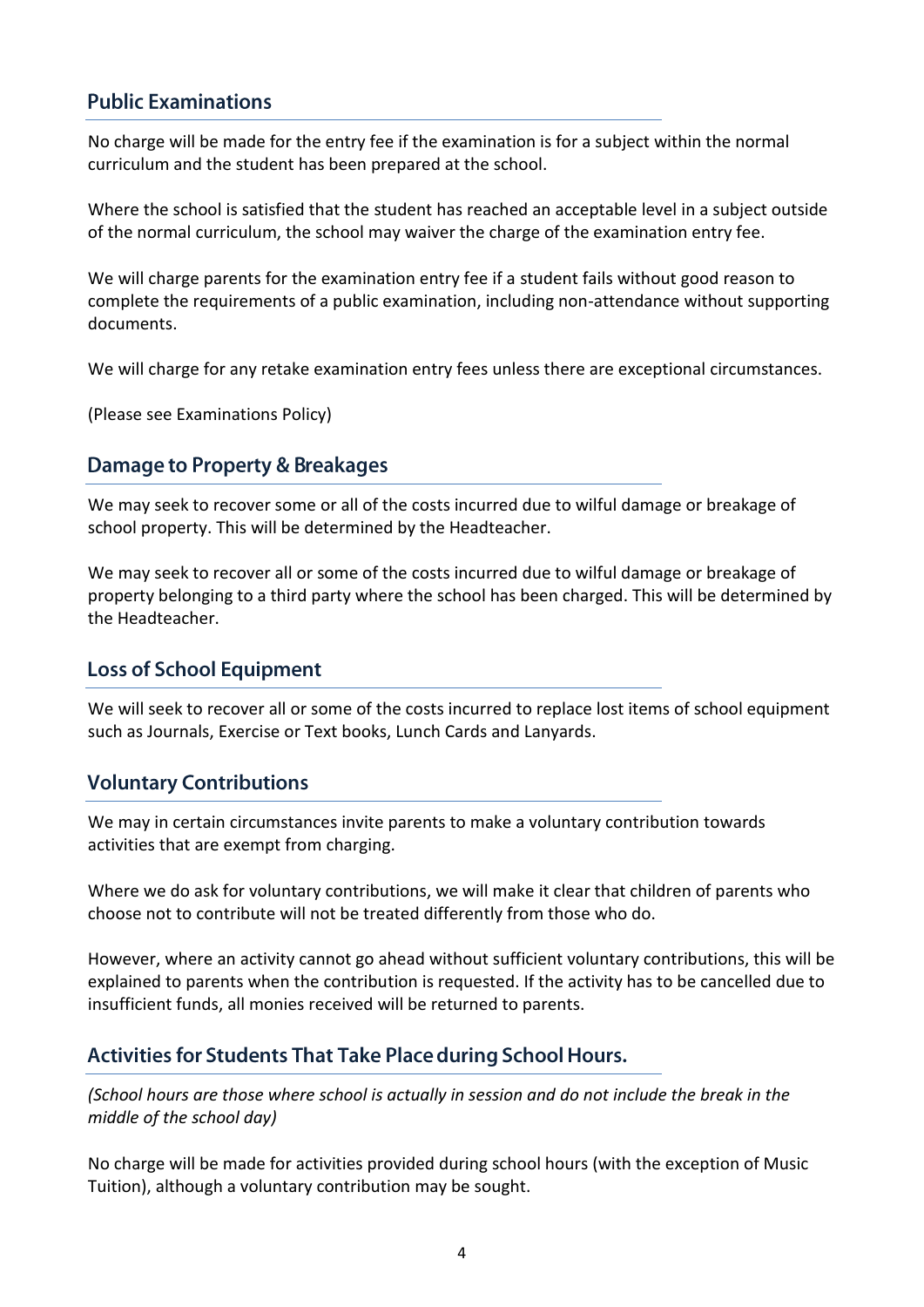## Public Examinations

No charge will be made for the entry fee if the examination is for a subject within the normal curriculum and the student has been prepared at the school.

Where the school is satisfied that the student has reached an acceptable level in a subject outside of the normal curriculum, the school may waiver the charge of the examination entry fee.

We will charge parents for the examination entry fee if a student fails without good reason to complete the requirements of a public examination, including non-attendance without supporting documents.

We will charge for any retake examination entry fees unless there are exceptional circumstances.

(Please see Examinations Policy)

## Damage to Property & Breakages

We may seek to recover some or all of the costs incurred due to wilful damage or breakage of school property. This will be determined by the Headteacher.

We may seek to recover all or some of the costs incurred due to wilful damage or breakage of property belonging to a third party where the school has been charged. This will be determined by the Headteacher.

## Loss of School Equipment

We will seek to recover all or some of the costs incurred to replace lost items of school equipment such as Journals, Exercise or Text books, Lunch Cards and Lanyards.

## Voluntary Contributions

We may in certain circumstances invite parents to make a voluntary contribution towards activities that are exempt from charging.

Where we do ask for voluntary contributions, we will make it clear that children of parents who choose not to contribute will not be treated differently from those who do.

However, where an activity cannot go ahead without sufficient voluntary contributions, this will be explained to parents when the contribution is requested. If the activity has to be cancelled due to insufficient funds, all monies received will be returned to parents.

## Activities for Students That Take Place during School Hours.

*(School hours are those where school is actually in session and do not include the break in the middle of the school day)*

No charge will be made for activities provided during school hours (with the exception of Music Tuition), although a voluntary contribution may be sought.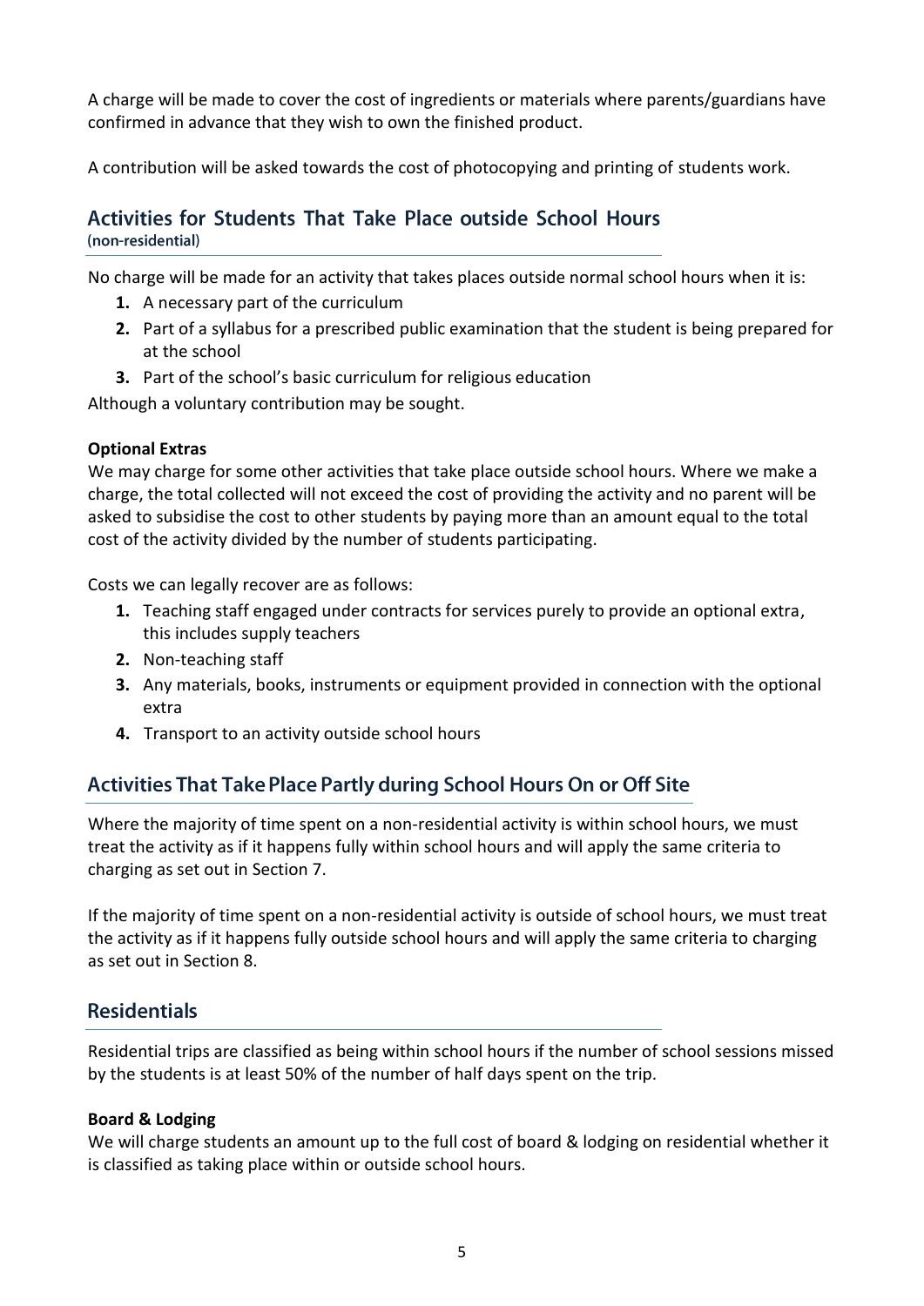A charge will be made to cover the cost of ingredients or materials where parents/guardians have confirmed in advance that they wish to own the finished product.

A contribution will be asked towards the cost of photocopying and printing of students work.

## Activities for Students That Take Place outside School Hours

(non-residential)

No charge will be made for an activity that takes places outside normal school hours when it is:

1. A necessary part of the curriculum
2. Part of a syllabus for a prescribed public examination that the student is being prepared for at the school
3. Part of the school's basic curriculum for religious education

Although a voluntary contribution may be sought.

**Optional Extras**

We may charge for some other activities that take place outside school hours. Where we make a charge, the total collected will not exceed the cost of providing the activity and no parent will be asked to subsidise the cost to other students by paying more than an amount equal to the total cost of the activity divided by the number of students participating.

Costs we can legally recover are as follows:

1. Teaching staff engaged under contracts for services purely to provide an optional extra, this includes supply teachers
2. Non-teaching staff
3. Any materials, books, instruments or equipment provided in connection with the optional extra
4. Transport to an activity outside school hours

## Activities That Take Place Partly during School Hours On or Off Site

Where the majority of time spent on a non-residential activity is within school hours, we must treat the activity as if it happens fully within school hours and will apply the same criteria to charging as set out in Section 7.

If the majority of time spent on a non-residential activity is outside of school hours, we must treat the activity as if it happens fully outside school hours and will apply the same criteria to charging as set out in Section 8.

## Residentials

Residential trips are classified as being within school hours if the number of school sessions missed by the students is at least 50% of the number of half days spent on the trip.

**Board & Lodging**

We will charge students an amount up to the full cost of board & lodging on residential whether it is classified as taking place within or outside school hours.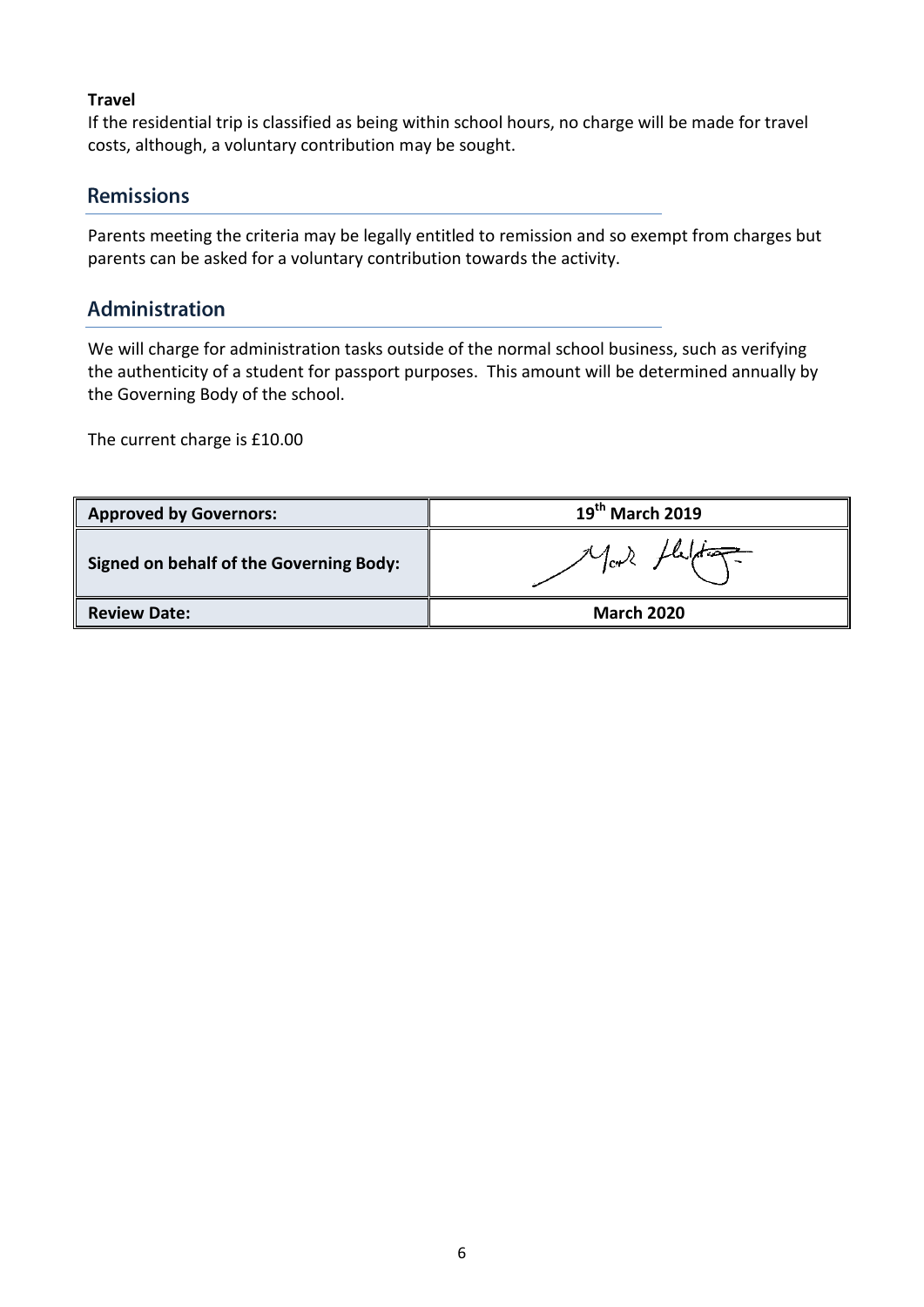**Travel**

If the residential trip is classified as being within school hours, no charge will be made for travel costs, although, a voluntary contribution may be sought.

## Remissions

Parents meeting the criteria may be legally entitled to remission and so exempt from charges but parents can be asked for a voluntary contribution towards the activity.

## Administration

We will charge for administration tasks outside of the normal school business, such as verifying the authenticity of a student for passport purposes. This amount will be determined annually by the Governing Body of the school.

The current charge is £10.00

| | |
|---|---|
| **Approved by Governors:** | **19th March 2019** |
| **Signed on behalf of the Governing Body:** | |
| **Review Date:** | **March 2020** |